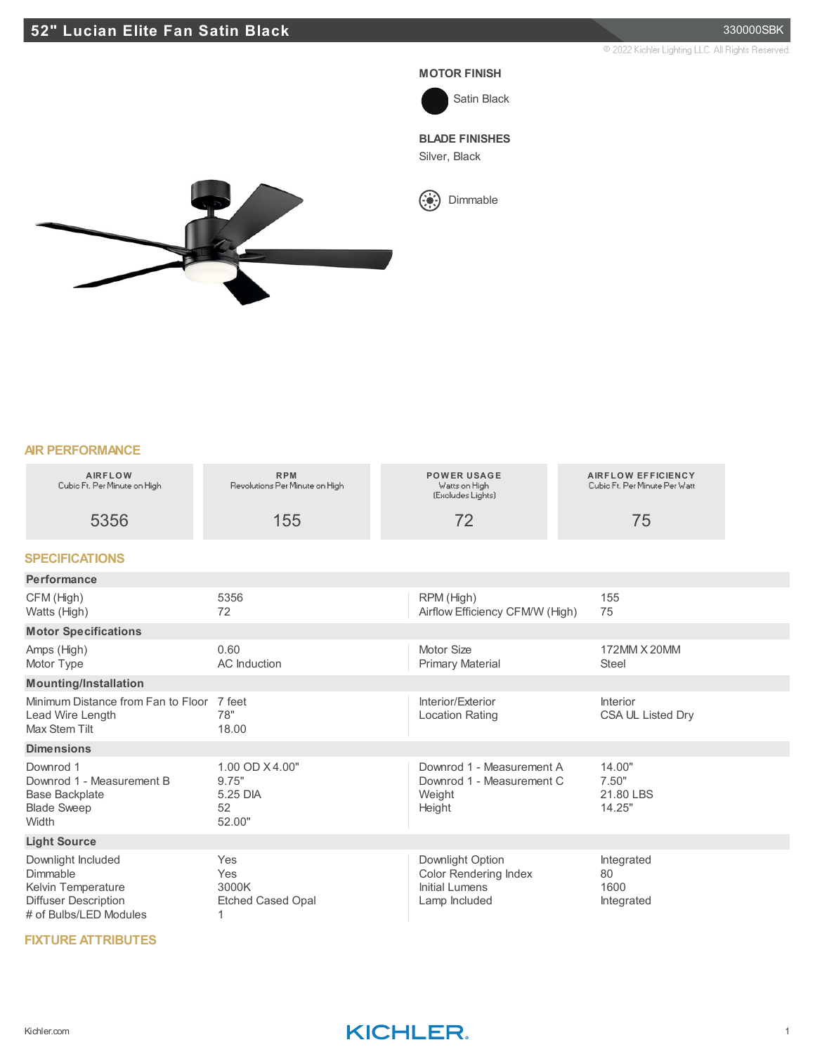# 52" Lucian Elite Fan Satin Black

330000SBK

© 2022 Kichler Lighting LLC. All Rights Reserved.

**MOTOR FINISH**

Satin Black

**BLADE FINISHES**

Silver, Black

Dimmable

## AIR PERFORMANCE

| AIRFLOW<br>Cubic Ft. Per Minute on High | RPM<br>Revolutions Per Minute on High | POWER USAGE<br>Watts on High<br>(Excludes Lights) | AIRFLOW EFFICIENCY<br>Cubic Ft. Per Minute Per Watt |
|---|---|---|---|
| 5356 | 155 | 72 | 75 |

## SPECIFICATIONS

### Performance

| | | | |
|---|---|---|---|
| CFM (High) | 5356 | RPM (High) | 155 |
| Watts (High) | 72 | Airflow Efficiency CFM/W (High) | 75 |

### Motor Specifications

| | | | |
|---|---|---|---|
| Amps (High) | 0.60 | Motor Size | 172MM X 20MM |
| Motor Type | AC Induction | Primary Material | Steel |

### Mounting/Installation

| | | | |
|---|---|---|---|
| Minimum Distance from Fan to Floor | 7 feet | Interior/Exterior | Interior |
| Lead Wire Length | 78" | Location Rating | CSA UL Listed Dry |
| Max Stem Tilt | 18.00 | | |

### Dimensions

| | | | |
|---|---|---|---|
| Downrod 1 | 1.00 OD X 4.00" | Downrod 1 - Measurement A | 14.00" |
| Downrod 1 - Measurement B | 9.75" | Downrod 1 - Measurement C | 7.50" |
| Base Backplate | 5.25 DIA | Weight | 21.80 LBS |
| Blade Sweep | 52 | Height | 14.25" |
| Width | 52.00" | | |

### Light Source

| | | | |
|---|---|---|---|
| Downlight Included | Yes | Downlight Option | Integrated |
| Dimmable | Yes | Color Rendering Index | 80 |
| Kelvin Temperature | 3000K | Initial Lumens | 1600 |
| Diffuser Description | Etched Cased Opal | Lamp Included | Integrated |
| # of Bulbs/LED Modules | 1 | | |

## FIXTURE ATTRIBUTES

Kichler.com

KICHLER.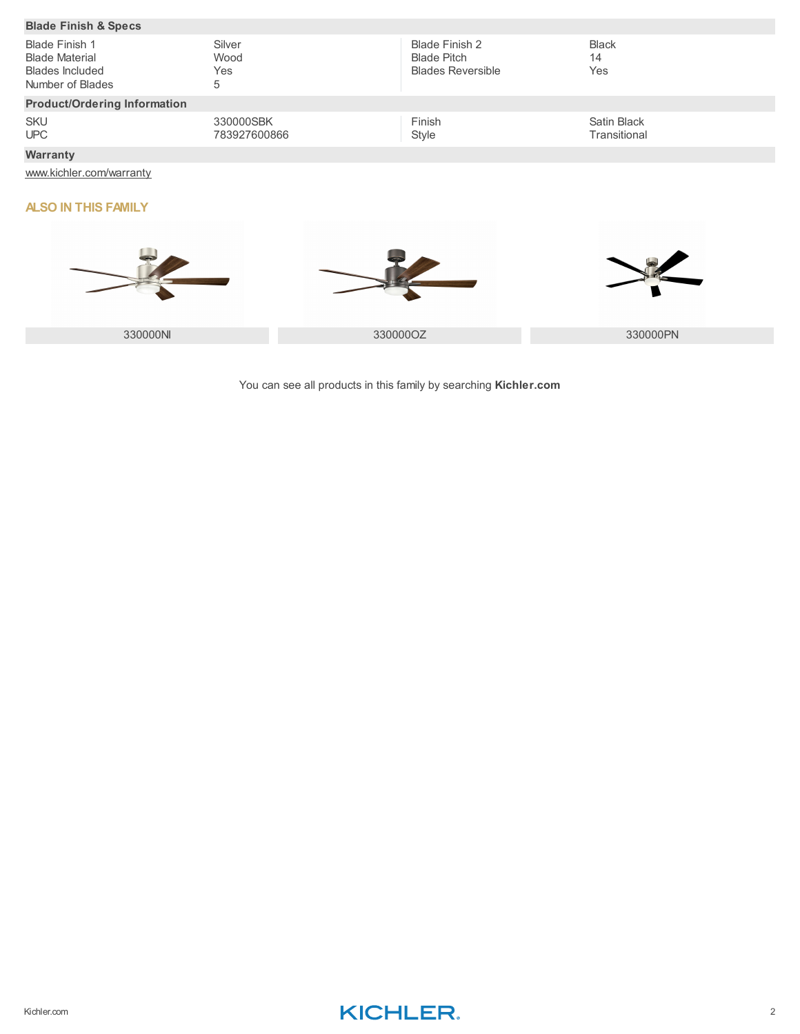## Blade Finish & Specs

| | | | |
|---|---|---|---|
| Blade Finish 1 | Silver | Blade Finish 2 | Black |
| Blade Material | Wood | Blade Pitch | 14 |
| Blades Included | Yes | Blades Reversible | Yes |
| Number of Blades | 5 | | |

## Product/Ordering Information

| | | | |
|---|---|---|---|
| SKU | 330000SBK | Finish | Satin Black |
| UPC | 783927600866 | Style | Transitional |

## Warranty

www.kichler.com/warranty

## ALSO IN THIS FAMILY

330000NI

330000OZ

330000PN

You can see all products in this family by searching **Kichler.com**